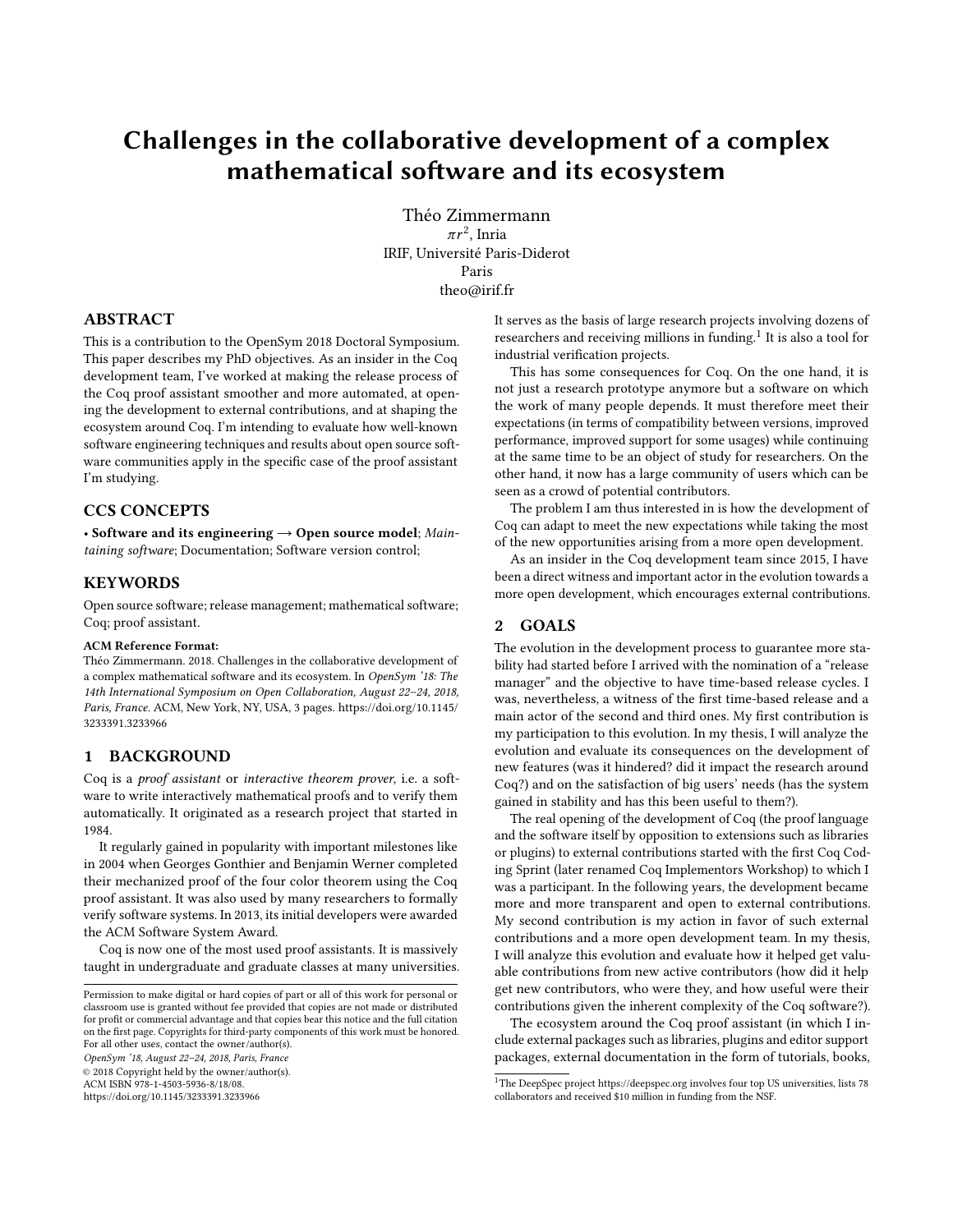# Challenges in the collaborative development of a complex mathematical software and its ecosystem

Théo Zimmermann
$\pi r^2$, Inria
IRIF, Université Paris-Diderot
Paris
theo@irif.fr

## ABSTRACT

This is a contribution to the OpenSym 2018 Doctoral Symposium. This paper describes my PhD objectives. As an insider in the Coq development team, I've worked at making the release process of the Coq proof assistant smoother and more automated, at opening the development to external contributions, and at shaping the ecosystem around Coq. I'm intending to evaluate how well-known software engineering techniques and results about open source software communities apply in the specific case of the proof assistant I'm studying.

## CCS CONCEPTS

• **Software and its engineering → Open source model**; *Maintaining software*; Documentation; Software version control;

## KEYWORDS

Open source software; release management; mathematical software; Coq; proof assistant.

**ACM Reference Format:**
Théo Zimmermann. 2018. Challenges in the collaborative development of a complex mathematical software and its ecosystem. In *OpenSym '18: The 14th International Symposium on Open Collaboration, August 22–24, 2018, Paris, France.* ACM, New York, NY, USA, 3 pages. https://doi.org/10.1145/3233391.3233966

Permission to make digital or hard copies of part or all of this work for personal or classroom use is granted without fee provided that copies are not made or distributed for profit or commercial advantage and that copies bear this notice and the full citation on the first page. Copyrights for third-party components of this work must be honored. For all other uses, contact the owner/author(s).
*OpenSym '18, August 22–24, 2018, Paris, France*
© 2018 Copyright held by the owner/author(s).
ACM ISBN 978-1-4503-5936-8/18/08.
https://doi.org/10.1145/3233391.3233966

## 1 BACKGROUND

Coq is a *proof assistant* or *interactive theorem prover*, i.e. a software to write interactively mathematical proofs and to verify them automatically. It originated as a research project that started in 1984.

It regularly gained in popularity with important milestones like in 2004 when Georges Gonthier and Benjamin Werner completed their mechanized proof of the four color theorem using the Coq proof assistant. It was also used by many researchers to formally verify software systems. In 2013, its initial developers were awarded the ACM Software System Award.

Coq is now one of the most used proof assistants. It is massively taught in undergraduate and graduate classes at many universities. It serves as the basis of large research projects involving dozens of researchers and receiving millions in funding.[1] It is also a tool for industrial verification projects.

This has some consequences for Coq. On the one hand, it is not just a research prototype anymore but a software on which the work of many people depends. It must therefore meet their expectations (in terms of compatibility between versions, improved performance, improved support for some usages) while continuing at the same time to be an object of study for researchers. On the other hand, it now has a large community of users which can be seen as a crowd of potential contributors.

The problem I am thus interested in is how the development of Coq can adapt to meet the new expectations while taking the most of the new opportunities arising from a more open development.

As an insider in the Coq development team since 2015, I have been a direct witness and important actor in the evolution towards a more open development, which encourages external contributions.

## 2 GOALS

The evolution in the development process to guarantee more stability had started before I arrived with the nomination of a "release manager" and the objective to have time-based release cycles. I was, nevertheless, a witness of the first time-based release and a main actor of the second and third ones. My first contribution is my participation to this evolution. In my thesis, I will analyze the evolution and evaluate its consequences on the development of new features (was it hindered? did it impact the research around Coq?) and on the satisfaction of big users' needs (has the system gained in stability and has this been useful to them?).

The real opening of the development of Coq (the proof language and the software itself by opposition to extensions such as libraries or plugins) to external contributions started with the first Coq Coding Sprint (later renamed Coq Implementors Workshop) to which I was a participant. In the following years, the development became more and more transparent and open to external contributions. My second contribution is my action in favor of such external contributions and a more open development team. In my thesis, I will analyze this evolution and evaluate how it helped get valuable contributions from new active contributors (how did it help get new contributors, who were they, and how useful were their contributions given the inherent complexity of the Coq software?).

The ecosystem around the Coq proof assistant (in which I include external packages such as libraries, plugins and editor support packages, external documentation in the form of tutorials, books,

[1] The DeepSpec project https://deepspec.org involves four top US universities, lists 78 collaborators and received $10 million in funding from the NSF.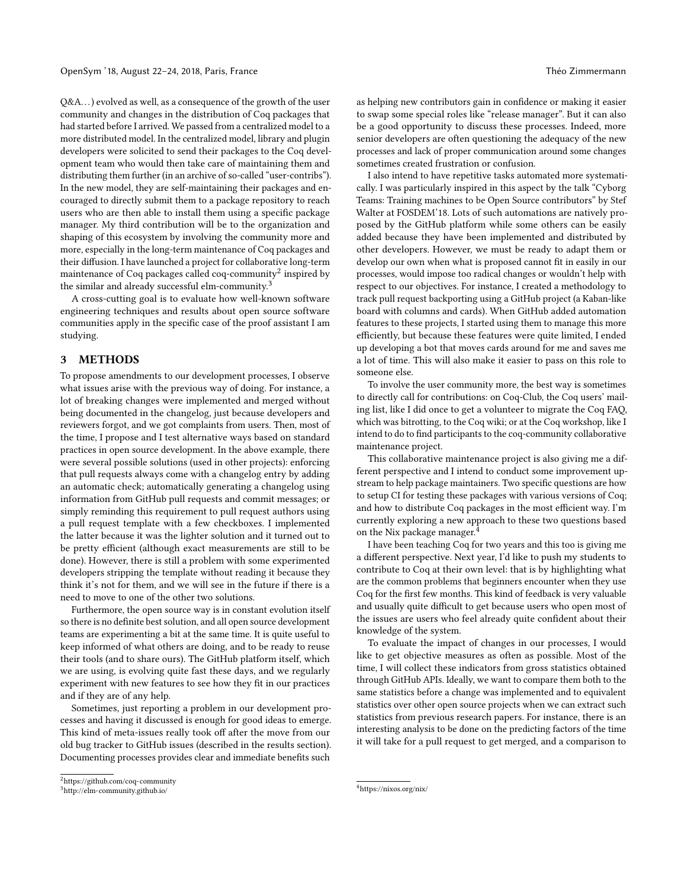Q&A. . . ) evolved as well, as a consequence of the growth of the user community and changes in the distribution of Coq packages that had started before I arrived. We passed from a centralized model to a more distributed model. In the centralized model, library and plugin developers were solicited to send their packages to the Coq development team who would then take care of maintaining them and distributing them further (in an archive of so-called "user-contribs"). In the new model, they are self-maintaining their packages and encouraged to directly submit them to a package repository to reach users who are then able to install them using a specific package manager. My third contribution will be to the organization and shaping of this ecosystem by involving the community more and more, especially in the long-term maintenance of Coq packages and their diffusion. I have launched a project for collaborative long-term maintenance of Coq packages called coq-community[2] inspired by the similar and already successful elm-community.[3]

A cross-cutting goal is to evaluate how well-known software engineering techniques and results about open source software communities apply in the specific case of the proof assistant I am studying.

## 3 METHODS

To propose amendments to our development processes, I observe what issues arise with the previous way of doing. For instance, a lot of breaking changes were implemented and merged without being documented in the changelog, just because developers and reviewers forgot, and we got complaints from users. Then, most of the time, I propose and I test alternative ways based on standard practices in open source development. In the above example, there were several possible solutions (used in other projects): enforcing that pull requests always come with a changelog entry by adding an automatic check; automatically generating a changelog using information from GitHub pull requests and commit messages; or simply reminding this requirement to pull request authors using a pull request template with a few checkboxes. I implemented the latter because it was the lighter solution and it turned out to be pretty efficient (although exact measurements are still to be done). However, there is still a problem with some experimented developers stripping the template without reading it because they think it's not for them, and we will see in the future if there is a need to move to one of the other two solutions.

Furthermore, the open source way is in constant evolution itself so there is no definite best solution, and all open source development teams are experimenting a bit at the same time. It is quite useful to keep informed of what others are doing, and to be ready to reuse their tools (and to share ours). The GitHub platform itself, which we are using, is evolving quite fast these days, and we regularly experiment with new features to see how they fit in our practices and if they are of any help.

Sometimes, just reporting a problem in our development processes and having it discussed is enough for good ideas to emerge. This kind of meta-issues really took off after the move from our old bug tracker to GitHub issues (described in the results section). Documenting processes provides clear and immediate benefits such as helping new contributors gain in confidence or making it easier to swap some special roles like "release manager". But it can also be a good opportunity to discuss these processes. Indeed, more senior developers are often questioning the adequacy of the new processes and lack of proper communication around some changes sometimes created frustration or confusion.

I also intend to have repetitive tasks automated more systematically. I was particularly inspired in this aspect by the talk "Cyborg Teams: Training machines to be Open Source contributors" by Stef Walter at FOSDEM'18. Lots of such automations are natively proposed by the GitHub platform while some others can be easily added because they have been implemented and distributed by other developers. However, we must be ready to adapt them or develop our own when what is proposed cannot fit in easily in our processes, would impose too radical changes or wouldn't help with respect to our objectives. For instance, I created a methodology to track pull request backporting using a GitHub project (a Kaban-like board with columns and cards). When GitHub added automation features to these projects, I started using them to manage this more efficiently, but because these features were quite limited, I ended up developing a bot that moves cards around for me and saves me a lot of time. This will also make it easier to pass on this role to someone else.

To involve the user community more, the best way is sometimes to directly call for contributions: on Coq-Club, the Coq users' mailing list, like I did once to get a volunteer to migrate the Coq FAQ, which was bitrotting, to the Coq wiki; or at the Coq workshop, like I intend to do to find participants to the coq-community collaborative maintenance project.

This collaborative maintenance project is also giving me a different perspective and I intend to conduct some improvement upstream to help package maintainers. Two specific questions are how to setup CI for testing these packages with various versions of Coq; and how to distribute Coq packages in the most efficient way. I'm currently exploring a new approach to these two questions based on the Nix package manager.[4]

I have been teaching Coq for two years and this too is giving me a different perspective. Next year, I'd like to push my students to contribute to Coq at their own level: that is by highlighting what are the common problems that beginners encounter when they use Coq for the first few months. This kind of feedback is very valuable and usually quite difficult to get because users who open most of the issues are users who feel already quite confident about their knowledge of the system.

To evaluate the impact of changes in our processes, I would like to get objective measures as often as possible. Most of the time, I will collect these indicators from gross statistics obtained through GitHub APIs. Ideally, we want to compare them both to the same statistics before a change was implemented and to equivalent statistics over other open source projects when we can extract such statistics from previous research papers. For instance, there is an interesting analysis to be done on the predicting factors of the time it will take for a pull request to get merged, and a comparison to

[2] https://github.com/coq-community

[3] http://elm-community.github.io/

[4] https://nixos.org/nix/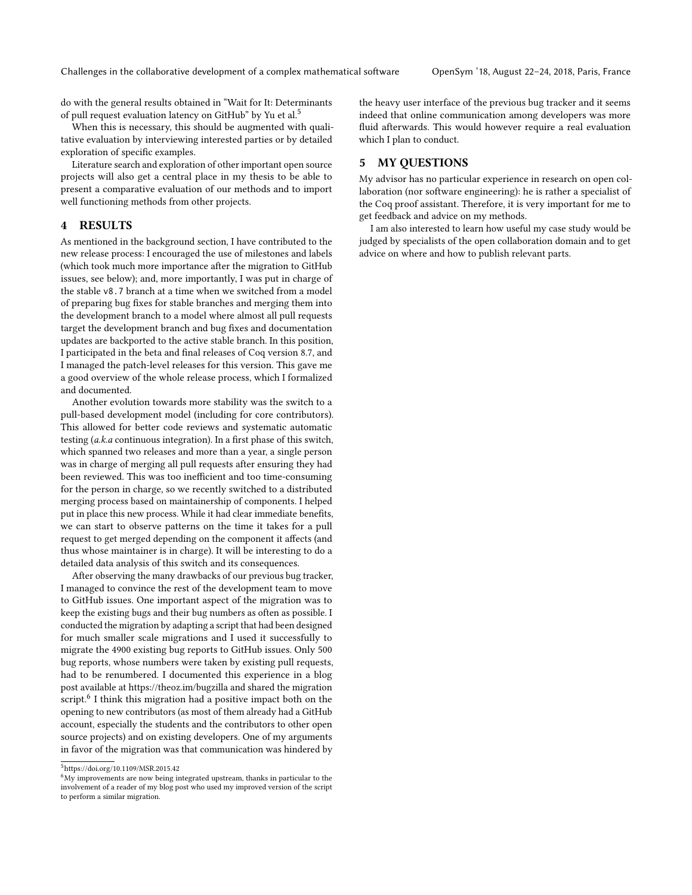do with the general results obtained in "Wait for It: Determinants of pull request evaluation latency on GitHub" by Yu et al.[5]

When this is necessary, this should be augmented with qualitative evaluation by interviewing interested parties or by detailed exploration of specific examples.

Literature search and exploration of other important open source projects will also get a central place in my thesis to be able to present a comparative evaluation of our methods and to import well functioning methods from other projects.

## 4 RESULTS

As mentioned in the background section, I have contributed to the new release process: I encouraged the use of milestones and labels (which took much more importance after the migration to GitHub issues, see below); and, more importantly, I was put in charge of the stable `v8.7` branch at a time when we switched from a model of preparing bug fixes for stable branches and merging them into the development branch to a model where almost all pull requests target the development branch and bug fixes and documentation updates are backported to the active stable branch. In this position, I participated in the beta and final releases of Coq version 8.7, and I managed the patch-level releases for this version. This gave me a good overview of the whole release process, which I formalized and documented.

Another evolution towards more stability was the switch to a pull-based development model (including for core contributors). This allowed for better code reviews and systematic automatic testing (*a.k.a* continuous integration). In a first phase of this switch, which spanned two releases and more than a year, a single person was in charge of merging all pull requests after ensuring they had been reviewed. This was too inefficient and too time-consuming for the person in charge, so we recently switched to a distributed merging process based on maintainership of components. I helped put in place this new process. While it had clear immediate benefits, we can start to observe patterns on the time it takes for a pull request to get merged depending on the component it affects (and thus whose maintainer is in charge). It will be interesting to do a detailed data analysis of this switch and its consequences.

After observing the many drawbacks of our previous bug tracker, I managed to convince the rest of the development team to move to GitHub issues. One important aspect of the migration was to keep the existing bugs and their bug numbers as often as possible. I conducted the migration by adapting a script that had been designed for much smaller scale migrations and I used it successfully to migrate the 4900 existing bug reports to GitHub issues. Only 500 bug reports, whose numbers were taken by existing pull requests, had to be renumbered. I documented this experience in a blog post available at https://theoz.im/bugzilla and shared the migration script.[6] I think this migration had a positive impact both on the opening to new contributors (as most of them already had a GitHub account, especially the students and the contributors to other open source projects) and on existing developers. One of my arguments in favor of the migration was that communication was hindered by the heavy user interface of the previous bug tracker and it seems indeed that online communication among developers was more fluid afterwards. This would however require a real evaluation which I plan to conduct.

## 5 MY QUESTIONS

My advisor has no particular experience in research on open collaboration (nor software engineering): he is rather a specialist of the Coq proof assistant. Therefore, it is very important for me to get feedback and advice on my methods.

I am also interested to learn how useful my case study would be judged by specialists of the open collaboration domain and to get advice on where and how to publish relevant parts.

---

[5] https://doi.org/10.1109/MSR.2015.42

[6] My improvements are now being integrated upstream, thanks in particular to the involvement of a reader of my blog post who used my improved version of the script to perform a similar migration.